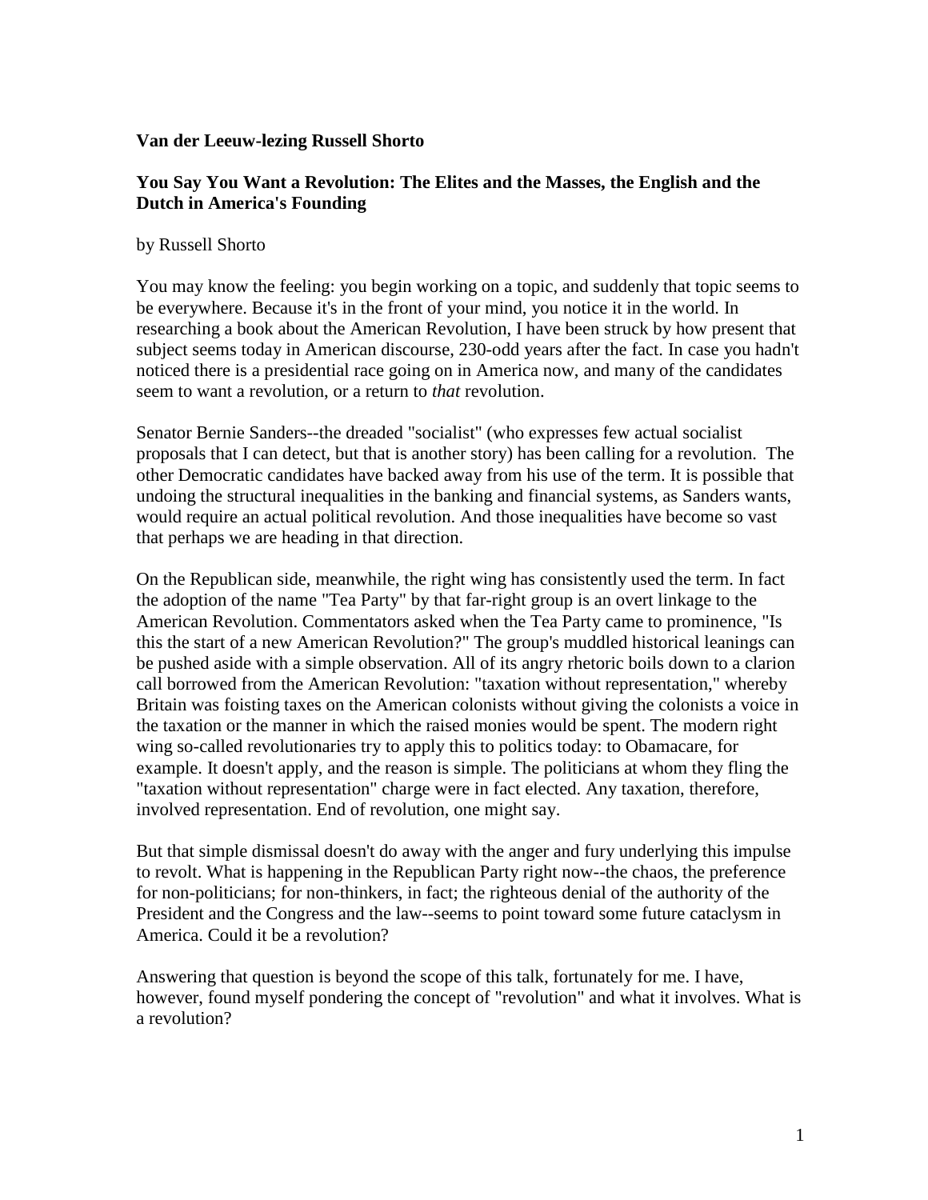**Van der Leeuw-lezing Russell Shorto**

## You Say You Want a Revolution: The Elites and the Masses, the English and the Dutch in America's Founding

by Russell Shorto

You may know the feeling: you begin working on a topic, and suddenly that topic seems to be everywhere. Because it's in the front of your mind, you notice it in the world. In researching a book about the American Revolution, I have been struck by how present that subject seems today in American discourse, 230-odd years after the fact. In case you hadn't noticed there is a presidential race going on in America now, and many of the candidates seem to want a revolution, or a return to *that* revolution.

Senator Bernie Sanders--the dreaded "socialist" (who expresses few actual socialist proposals that I can detect, but that is another story) has been calling for a revolution. The other Democratic candidates have backed away from his use of the term. It is possible that undoing the structural inequalities in the banking and financial systems, as Sanders wants, would require an actual political revolution. And those inequalities have become so vast that perhaps we are heading in that direction.

On the Republican side, meanwhile, the right wing has consistently used the term. In fact the adoption of the name "Tea Party" by that far-right group is an overt linkage to the American Revolution. Commentators asked when the Tea Party came to prominence, "Is this the start of a new American Revolution?" The group's muddled historical leanings can be pushed aside with a simple observation. All of its angry rhetoric boils down to a clarion call borrowed from the American Revolution: "taxation without representation," whereby Britain was foisting taxes on the American colonists without giving the colonists a voice in the taxation or the manner in which the raised monies would be spent. The modern right wing so-called revolutionaries try to apply this to politics today: to Obamacare, for example. It doesn't apply, and the reason is simple. The politicians at whom they fling the "taxation without representation" charge were in fact elected. Any taxation, therefore, involved representation. End of revolution, one might say.

But that simple dismissal doesn't do away with the anger and fury underlying this impulse to revolt. What is happening in the Republican Party right now--the chaos, the preference for non-politicians; for non-thinkers, in fact; the righteous denial of the authority of the President and the Congress and the law--seems to point toward some future cataclysm in America. Could it be a revolution?

Answering that question is beyond the scope of this talk, fortunately for me. I have, however, found myself pondering the concept of "revolution" and what it involves. What is a revolution?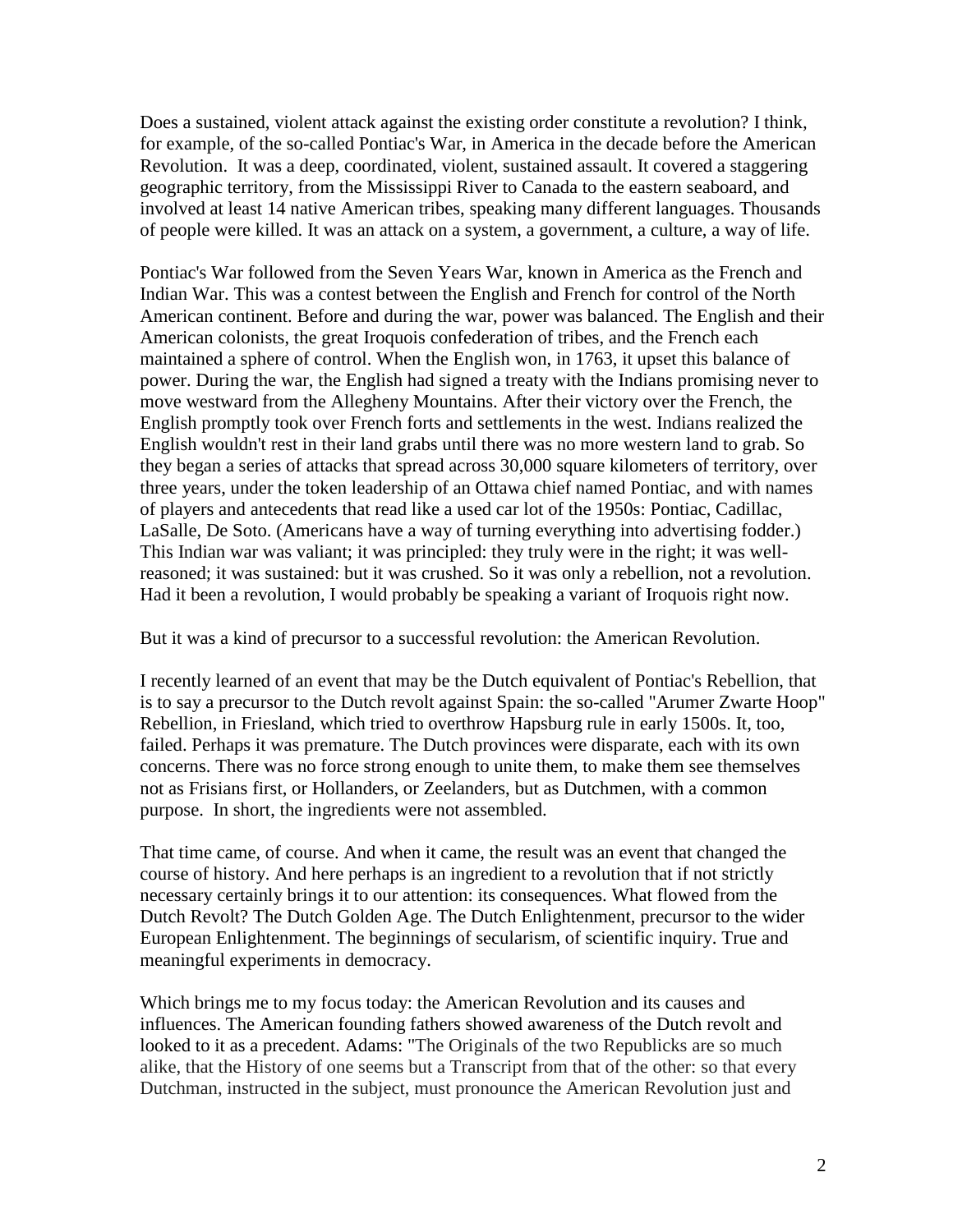Does a sustained, violent attack against the existing order constitute a revolution? I think, for example, of the so-called Pontiac's War, in America in the decade before the American Revolution. It was a deep, coordinated, violent, sustained assault. It covered a staggering geographic territory, from the Mississippi River to Canada to the eastern seaboard, and involved at least 14 native American tribes, speaking many different languages. Thousands of people were killed. It was an attack on a system, a government, a culture, a way of life.

Pontiac's War followed from the Seven Years War, known in America as the French and Indian War. This was a contest between the English and French for control of the North American continent. Before and during the war, power was balanced. The English and their American colonists, the great Iroquois confederation of tribes, and the French each maintained a sphere of control. When the English won, in 1763, it upset this balance of power. During the war, the English had signed a treaty with the Indians promising never to move westward from the Allegheny Mountains. After their victory over the French, the English promptly took over French forts and settlements in the west. Indians realized the English wouldn't rest in their land grabs until there was no more western land to grab. So they began a series of attacks that spread across 30,000 square kilometers of territory, over three years, under the token leadership of an Ottawa chief named Pontiac, and with names of players and antecedents that read like a used car lot of the 1950s: Pontiac, Cadillac, LaSalle, De Soto. (Americans have a way of turning everything into advertising fodder.) This Indian war was valiant; it was principled: they truly were in the right; it was well-reasoned; it was sustained: but it was crushed. So it was only a rebellion, not a revolution. Had it been a revolution, I would probably be speaking a variant of Iroquois right now.

But it was a kind of precursor to a successful revolution: the American Revolution.

I recently learned of an event that may be the Dutch equivalent of Pontiac's Rebellion, that is to say a precursor to the Dutch revolt against Spain: the so-called "Arumer Zwarte Hoop" Rebellion, in Friesland, which tried to overthrow Hapsburg rule in early 1500s. It, too, failed. Perhaps it was premature. The Dutch provinces were disparate, each with its own concerns. There was no force strong enough to unite them, to make them see themselves not as Frisians first, or Hollanders, or Zeelanders, but as Dutchmen, with a common purpose. In short, the ingredients were not assembled.

That time came, of course. And when it came, the result was an event that changed the course of history. And here perhaps is an ingredient to a revolution that if not strictly necessary certainly brings it to our attention: its consequences. What flowed from the Dutch Revolt? The Dutch Golden Age. The Dutch Enlightenment, precursor to the wider European Enlightenment. The beginnings of secularism, of scientific inquiry. True and meaningful experiments in democracy.

Which brings me to my focus today: the American Revolution and its causes and influences. The American founding fathers showed awareness of the Dutch revolt and looked to it as a precedent. Adams: "The Originals of the two Republicks are so much alike, that the History of one seems but a Transcript from that of the other: so that every Dutchman, instructed in the subject, must pronounce the American Revolution just and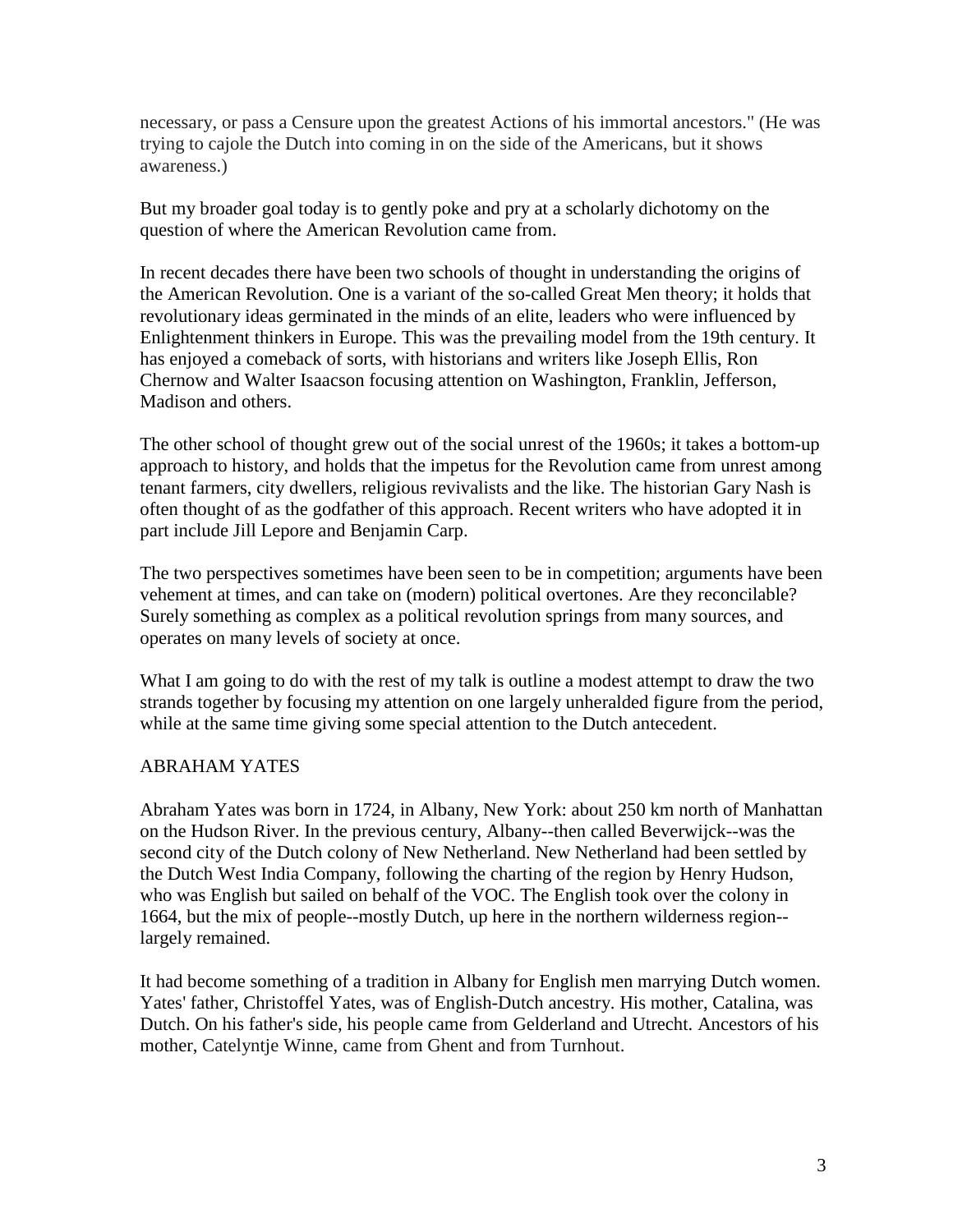necessary, or pass a Censure upon the greatest Actions of his immortal ancestors." (He was trying to cajole the Dutch into coming in on the side of the Americans, but it shows awareness.)

But my broader goal today is to gently poke and pry at a scholarly dichotomy on the question of where the American Revolution came from.

In recent decades there have been two schools of thought in understanding the origins of the American Revolution. One is a variant of the so-called Great Men theory; it holds that revolutionary ideas germinated in the minds of an elite, leaders who were influenced by Enlightenment thinkers in Europe. This was the prevailing model from the 19th century. It has enjoyed a comeback of sorts, with historians and writers like Joseph Ellis, Ron Chernow and Walter Isaacson focusing attention on Washington, Franklin, Jefferson, Madison and others.

The other school of thought grew out of the social unrest of the 1960s; it takes a bottom-up approach to history, and holds that the impetus for the Revolution came from unrest among tenant farmers, city dwellers, religious revivalists and the like. The historian Gary Nash is often thought of as the godfather of this approach. Recent writers who have adopted it in part include Jill Lepore and Benjamin Carp.

The two perspectives sometimes have been seen to be in competition; arguments have been vehement at times, and can take on (modern) political overtones. Are they reconcilable? Surely something as complex as a political revolution springs from many sources, and operates on many levels of society at once.

What I am going to do with the rest of my talk is outline a modest attempt to draw the two strands together by focusing my attention on one largely unheralded figure from the period, while at the same time giving some special attention to the Dutch antecedent.

## ABRAHAM YATES

Abraham Yates was born in 1724, in Albany, New York: about 250 km north of Manhattan on the Hudson River. In the previous century, Albany--then called Beverwijck--was the second city of the Dutch colony of New Netherland. New Netherland had been settled by the Dutch West India Company, following the charting of the region by Henry Hudson, who was English but sailed on behalf of the VOC. The English took over the colony in 1664, but the mix of people--mostly Dutch, up here in the northern wilderness region--largely remained.

It had become something of a tradition in Albany for English men marrying Dutch women. Yates' father, Christoffel Yates, was of English-Dutch ancestry. His mother, Catalina, was Dutch. On his father's side, his people came from Gelderland and Utrecht. Ancestors of his mother, Catelyntje Winne, came from Ghent and from Turnhout.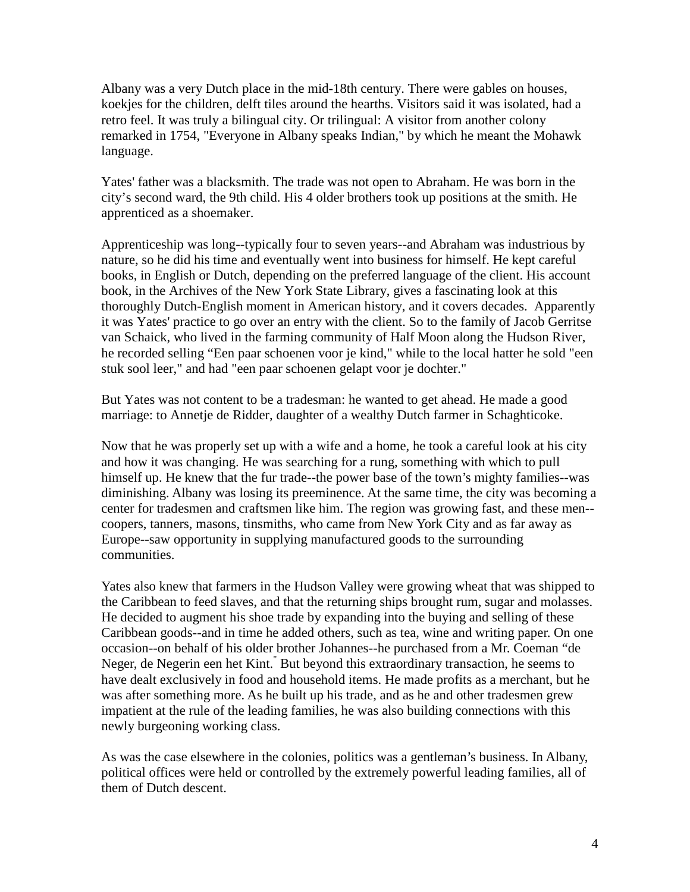Albany was a very Dutch place in the mid-18th century. There were gables on houses, koekjes for the children, delft tiles around the hearths. Visitors said it was isolated, had a retro feel. It was truly a bilingual city. Or trilingual: A visitor from another colony remarked in 1754, "Everyone in Albany speaks Indian," by which he meant the Mohawk language.

Yates' father was a blacksmith. The trade was not open to Abraham. He was born in the city's second ward, the 9th child. His 4 older brothers took up positions at the smith. He apprenticed as a shoemaker.

Apprenticeship was long--typically four to seven years--and Abraham was industrious by nature, so he did his time and eventually went into business for himself. He kept careful books, in English or Dutch, depending on the preferred language of the client. His account book, in the Archives of the New York State Library, gives a fascinating look at this thoroughly Dutch-English moment in American history, and it covers decades. Apparently it was Yates' practice to go over an entry with the client. So to the family of Jacob Gerritse van Schaick, who lived in the farming community of Half Moon along the Hudson River, he recorded selling "Een paar schoenen voor je kind," while to the local hatter he sold "een stuk sool leer," and had "een paar schoenen gelapt voor je dochter."

But Yates was not content to be a tradesman: he wanted to get ahead. He made a good marriage: to Annetje de Ridder, daughter of a wealthy Dutch farmer in Schaghticoke.

Now that he was properly set up with a wife and a home, he took a careful look at his city and how it was changing. He was searching for a rung, something with which to pull himself up. He knew that the fur trade--the power base of the town's mighty families--was diminishing. Albany was losing its preeminence. At the same time, the city was becoming a center for tradesmen and craftsmen like him. The region was growing fast, and these men--coopers, tanners, masons, tinsmiths, who came from New York City and as far away as Europe--saw opportunity in supplying manufactured goods to the surrounding communities.

Yates also knew that farmers in the Hudson Valley were growing wheat that was shipped to the Caribbean to feed slaves, and that the returning ships brought rum, sugar and molasses. He decided to augment his shoe trade by expanding into the buying and selling of these Caribbean goods--and in time he added others, such as tea, wine and writing paper. On one occasion--on behalf of his older brother Johannes--he purchased from a Mr. Coeman "de Neger, de Negerin een het Kint." But beyond this extraordinary transaction, he seems to have dealt exclusively in food and household items. He made profits as a merchant, but he was after something more. As he built up his trade, and as he and other tradesmen grew impatient at the rule of the leading families, he was also building connections with this newly burgeoning working class.

As was the case elsewhere in the colonies, politics was a gentleman's business. In Albany, political offices were held or controlled by the extremely powerful leading families, all of them of Dutch descent.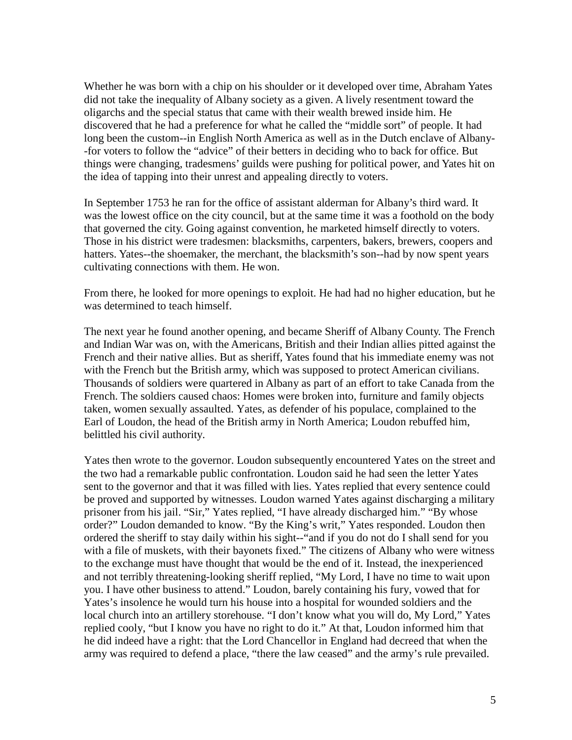Whether he was born with a chip on his shoulder or it developed over time, Abraham Yates did not take the inequality of Albany society as a given. A lively resentment toward the oligarchs and the special status that came with their wealth brewed inside him. He discovered that he had a preference for what he called the "middle sort" of people. It had long been the custom--in English North America as well as in the Dutch enclave of Albany--for voters to follow the "advice" of their betters in deciding who to back for office. But things were changing, tradesmens' guilds were pushing for political power, and Yates hit on the idea of tapping into their unrest and appealing directly to voters.

In September 1753 he ran for the office of assistant alderman for Albany's third ward. It was the lowest office on the city council, but at the same time it was a foothold on the body that governed the city. Going against convention, he marketed himself directly to voters. Those in his district were tradesmen: blacksmiths, carpenters, bakers, brewers, coopers and hatters. Yates--the shoemaker, the merchant, the blacksmith's son--had by now spent years cultivating connections with them. He won.

From there, he looked for more openings to exploit. He had had no higher education, but he was determined to teach himself.

The next year he found another opening, and became Sheriff of Albany County. The French and Indian War was on, with the Americans, British and their Indian allies pitted against the French and their native allies. But as sheriff, Yates found that his immediate enemy was not with the French but the British army, which was supposed to protect American civilians. Thousands of soldiers were quartered in Albany as part of an effort to take Canada from the French. The soldiers caused chaos: Homes were broken into, furniture and family objects taken, women sexually assaulted. Yates, as defender of his populace, complained to the Earl of Loudon, the head of the British army in North America; Loudon rebuffed him, belittled his civil authority.

Yates then wrote to the governor. Loudon subsequently encountered Yates on the street and the two had a remarkable public confrontation. Loudon said he had seen the letter Yates sent to the governor and that it was filled with lies. Yates replied that every sentence could be proved and supported by witnesses. Loudon warned Yates against discharging a military prisoner from his jail. "Sir," Yates replied, "I have already discharged him." "By whose order?" Loudon demanded to know. "By the King's writ," Yates responded. Loudon then ordered the sheriff to stay daily within his sight--"and if you do not do I shall send for you with a file of muskets, with their bayonets fixed." The citizens of Albany who were witness to the exchange must have thought that would be the end of it. Instead, the inexperienced and not terribly threatening-looking sheriff replied, "My Lord, I have no time to wait upon you. I have other business to attend." Loudon, barely containing his fury, vowed that for Yates's insolence he would turn his house into a hospital for wounded soldiers and the local church into an artillery storehouse. "I don't know what you will do, My Lord," Yates replied cooly, "but I know you have no right to do it." At that, Loudon informed him that he did indeed have a right: that the Lord Chancellor in England had decreed that when the army was required to defend a place, "there the law ceased" and the army's rule prevailed.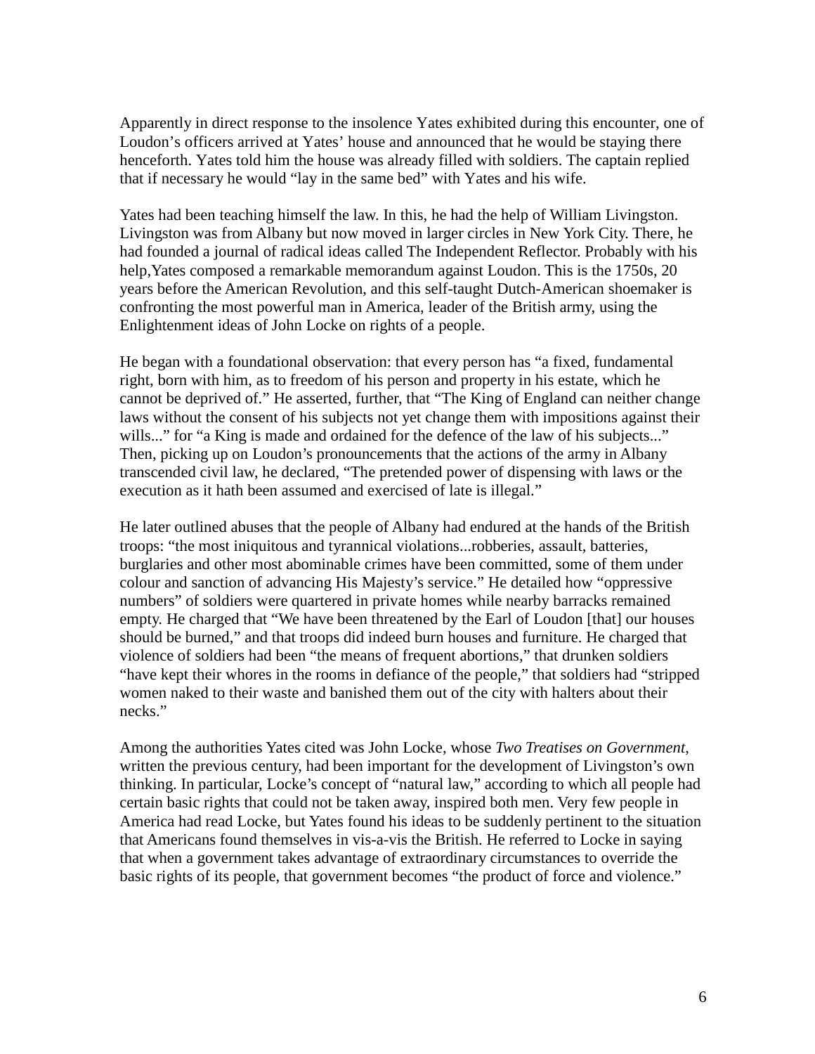Apparently in direct response to the insolence Yates exhibited during this encounter, one of Loudon's officers arrived at Yates' house and announced that he would be staying there henceforth. Yates told him the house was already filled with soldiers. The captain replied that if necessary he would "lay in the same bed" with Yates and his wife.

Yates had been teaching himself the law. In this, he had the help of William Livingston. Livingston was from Albany but now moved in larger circles in New York City. There, he had founded a journal of radical ideas called The Independent Reflector. Probably with his help,Yates composed a remarkable memorandum against Loudon. This is the 1750s, 20 years before the American Revolution, and this self-taught Dutch-American shoemaker is confronting the most powerful man in America, leader of the British army, using the Enlightenment ideas of John Locke on rights of a people.

He began with a foundational observation: that every person has "a fixed, fundamental right, born with him, as to freedom of his person and property in his estate, which he cannot be deprived of." He asserted, further, that "The King of England can neither change laws without the consent of his subjects nor yet change them with impositions against their wills..." for "a King is made and ordained for the defence of the law of his subjects..." Then, picking up on Loudon's pronouncements that the actions of the army in Albany transcended civil law, he declared, "The pretended power of dispensing with laws or the execution as it hath been assumed and exercised of late is illegal."

He later outlined abuses that the people of Albany had endured at the hands of the British troops: "the most iniquitous and tyrannical violations...robberies, assault, batteries, burglaries and other most abominable crimes have been committed, some of them under colour and sanction of advancing His Majesty's service." He detailed how "oppressive numbers" of soldiers were quartered in private homes while nearby barracks remained empty. He charged that "We have been threatened by the Earl of Loudon [that] our houses should be burned," and that troops did indeed burn houses and furniture. He charged that violence of soldiers had been "the means of frequent abortions," that drunken soldiers "have kept their whores in the rooms in defiance of the people," that soldiers had "stripped women naked to their waste and banished them out of the city with halters about their necks."

Among the authorities Yates cited was John Locke, whose *Two Treatises on Government*, written the previous century, had been important for the development of Livingston's own thinking. In particular, Locke's concept of "natural law," according to which all people had certain basic rights that could not be taken away, inspired both men. Very few people in America had read Locke, but Yates found his ideas to be suddenly pertinent to the situation that Americans found themselves in vis-a-vis the British. He referred to Locke in saying that when a government takes advantage of extraordinary circumstances to override the basic rights of its people, that government becomes "the product of force and violence."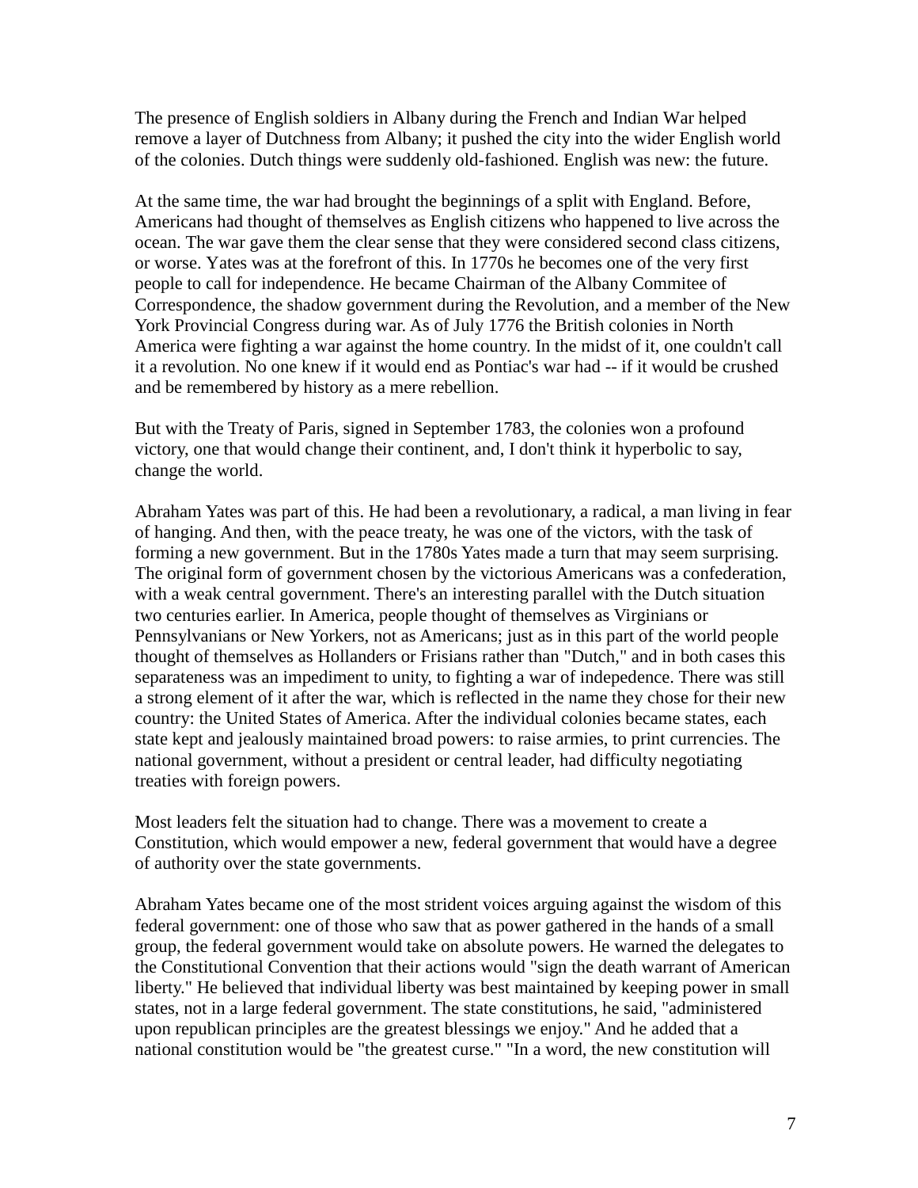The presence of English soldiers in Albany during the French and Indian War helped remove a layer of Dutchness from Albany; it pushed the city into the wider English world of the colonies. Dutch things were suddenly old-fashioned. English was new: the future.

At the same time, the war had brought the beginnings of a split with England. Before, Americans had thought of themselves as English citizens who happened to live across the ocean. The war gave them the clear sense that they were considered second class citizens, or worse. Yates was at the forefront of this. In 1770s he becomes one of the very first people to call for independence. He became Chairman of the Albany Commitee of Correspondence, the shadow government during the Revolution, and a member of the New York Provincial Congress during war. As of July 1776 the British colonies in North America were fighting a war against the home country. In the midst of it, one couldn't call it a revolution. No one knew if it would end as Pontiac's war had -- if it would be crushed and be remembered by history as a mere rebellion.

But with the Treaty of Paris, signed in September 1783, the colonies won a profound victory, one that would change their continent, and, I don't think it hyperbolic to say, change the world.

Abraham Yates was part of this. He had been a revolutionary, a radical, a man living in fear of hanging. And then, with the peace treaty, he was one of the victors, with the task of forming a new government. But in the 1780s Yates made a turn that may seem surprising. The original form of government chosen by the victorious Americans was a confederation, with a weak central government. There's an interesting parallel with the Dutch situation two centuries earlier. In America, people thought of themselves as Virginians or Pennsylvanians or New Yorkers, not as Americans; just as in this part of the world people thought of themselves as Hollanders or Frisians rather than "Dutch," and in both cases this separateness was an impediment to unity, to fighting a war of indepedence. There was still a strong element of it after the war, which is reflected in the name they chose for their new country: the United States of America. After the individual colonies became states, each state kept and jealously maintained broad powers: to raise armies, to print currencies. The national government, without a president or central leader, had difficulty negotiating treaties with foreign powers.

Most leaders felt the situation had to change. There was a movement to create a Constitution, which would empower a new, federal government that would have a degree of authority over the state governments.

Abraham Yates became one of the most strident voices arguing against the wisdom of this federal government: one of those who saw that as power gathered in the hands of a small group, the federal government would take on absolute powers. He warned the delegates to the Constitutional Convention that their actions would "sign the death warrant of American liberty." He believed that individual liberty was best maintained by keeping power in small states, not in a large federal government. The state constitutions, he said, "administered upon republican principles are the greatest blessings we enjoy." And he added that a national constitution would be "the greatest curse." "In a word, the new constitution will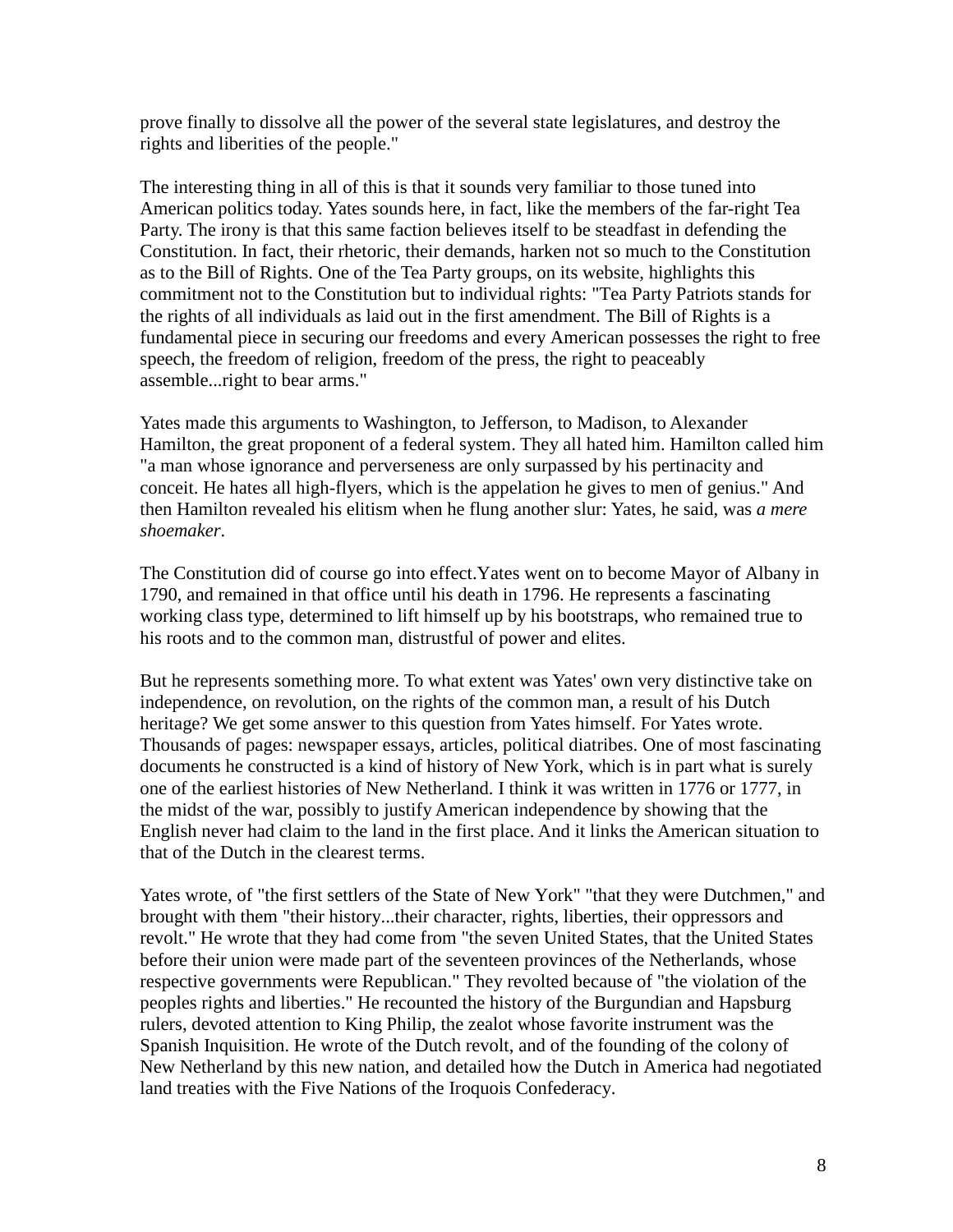prove finally to dissolve all the power of the several state legislatures, and destroy the rights and liberities of the people."

The interesting thing in all of this is that it sounds very familiar to those tuned into American politics today. Yates sounds here, in fact, like the members of the far-right Tea Party. The irony is that this same faction believes itself to be steadfast in defending the Constitution. In fact, their rhetoric, their demands, harken not so much to the Constitution as to the Bill of Rights. One of the Tea Party groups, on its website, highlights this commitment not to the Constitution but to individual rights: "Tea Party Patriots stands for the rights of all individuals as laid out in the first amendment. The Bill of Rights is a fundamental piece in securing our freedoms and every American possesses the right to free speech, the freedom of religion, freedom of the press, the right to peaceably assemble...right to bear arms."

Yates made this arguments to Washington, to Jefferson, to Madison, to Alexander Hamilton, the great proponent of a federal system. They all hated him. Hamilton called him "a man whose ignorance and perverseness are only surpassed by his pertinacity and conceit. He hates all high-flyers, which is the appelation he gives to men of genius." And then Hamilton revealed his elitism when he flung another slur: Yates, he said, was *a mere shoemaker*.

The Constitution did of course go into effect.Yates went on to become Mayor of Albany in 1790, and remained in that office until his death in 1796. He represents a fascinating working class type, determined to lift himself up by his bootstraps, who remained true to his roots and to the common man, distrustful of power and elites.

But he represents something more. To what extent was Yates' own very distinctive take on independence, on revolution, on the rights of the common man, a result of his Dutch heritage? We get some answer to this question from Yates himself. For Yates wrote. Thousands of pages: newspaper essays, articles, political diatribes. One of most fascinating documents he constructed is a kind of history of New York, which is in part what is surely one of the earliest histories of New Netherland. I think it was written in 1776 or 1777, in the midst of the war, possibly to justify American independence by showing that the English never had claim to the land in the first place. And it links the American situation to that of the Dutch in the clearest terms.

Yates wrote, of "the first settlers of the State of New York" "that they were Dutchmen," and brought with them "their history...their character, rights, liberties, their oppressors and revolt." He wrote that they had come from "the seven United States, that the United States before their union were made part of the seventeen provinces of the Netherlands, whose respective governments were Republican." They revolted because of "the violation of the peoples rights and liberties." He recounted the history of the Burgundian and Hapsburg rulers, devoted attention to King Philip, the zealot whose favorite instrument was the Spanish Inquisition. He wrote of the Dutch revolt, and of the founding of the colony of New Netherland by this new nation, and detailed how the Dutch in America had negotiated land treaties with the Five Nations of the Iroquois Confederacy.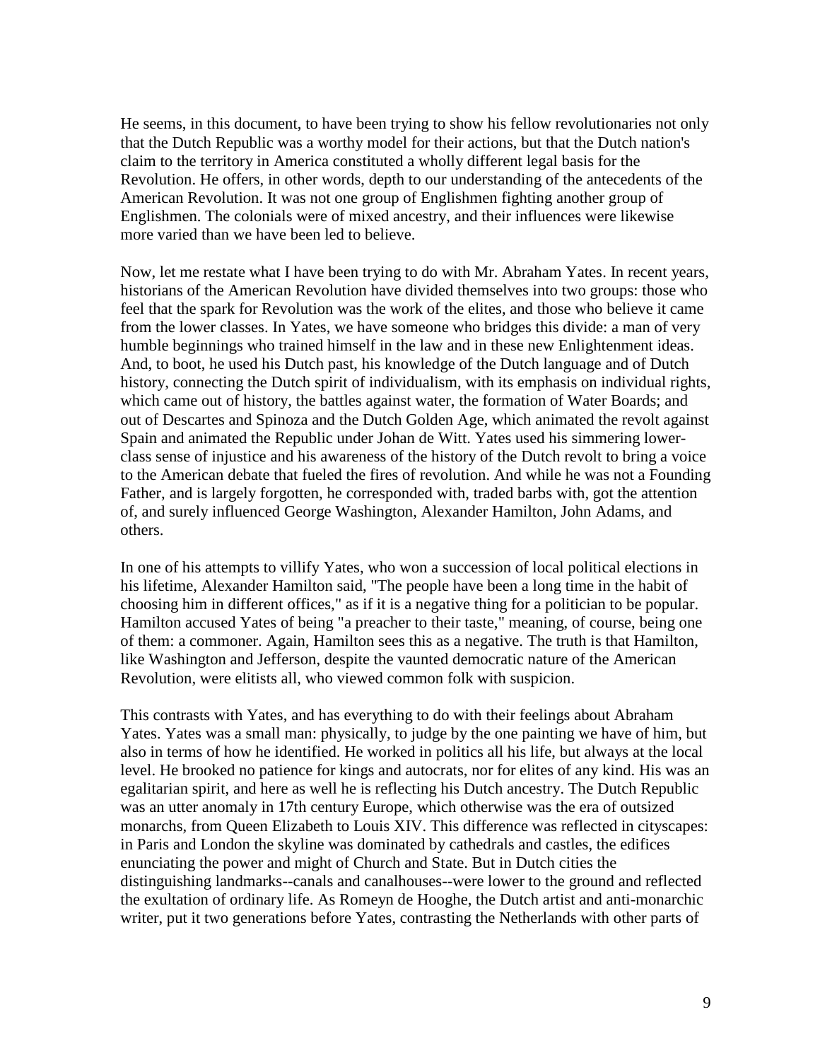He seems, in this document, to have been trying to show his fellow revolutionaries not only that the Dutch Republic was a worthy model for their actions, but that the Dutch nation's claim to the territory in America constituted a wholly different legal basis for the Revolution. He offers, in other words, depth to our understanding of the antecedents of the American Revolution. It was not one group of Englishmen fighting another group of Englishmen. The colonials were of mixed ancestry, and their influences were likewise more varied than we have been led to believe.

Now, let me restate what I have been trying to do with Mr. Abraham Yates. In recent years, historians of the American Revolution have divided themselves into two groups: those who feel that the spark for Revolution was the work of the elites, and those who believe it came from the lower classes. In Yates, we have someone who bridges this divide: a man of very humble beginnings who trained himself in the law and in these new Enlightenment ideas. And, to boot, he used his Dutch past, his knowledge of the Dutch language and of Dutch history, connecting the Dutch spirit of individualism, with its emphasis on individual rights, which came out of history, the battles against water, the formation of Water Boards; and out of Descartes and Spinoza and the Dutch Golden Age, which animated the revolt against Spain and animated the Republic under Johan de Witt. Yates used his simmering lower-class sense of injustice and his awareness of the history of the Dutch revolt to bring a voice to the American debate that fueled the fires of revolution. And while he was not a Founding Father, and is largely forgotten, he corresponded with, traded barbs with, got the attention of, and surely influenced George Washington, Alexander Hamilton, John Adams, and others.

In one of his attempts to villify Yates, who won a succession of local political elections in his lifetime, Alexander Hamilton said, "The people have been a long time in the habit of choosing him in different offices," as if it is a negative thing for a politician to be popular. Hamilton accused Yates of being "a preacher to their taste," meaning, of course, being one of them: a commoner. Again, Hamilton sees this as a negative. The truth is that Hamilton, like Washington and Jefferson, despite the vaunted democratic nature of the American Revolution, were elitists all, who viewed common folk with suspicion.

This contrasts with Yates, and has everything to do with their feelings about Abraham Yates. Yates was a small man: physically, to judge by the one painting we have of him, but also in terms of how he identified. He worked in politics all his life, but always at the local level. He brooked no patience for kings and autocrats, nor for elites of any kind. His was an egalitarian spirit, and here as well he is reflecting his Dutch ancestry. The Dutch Republic was an utter anomaly in 17th century Europe, which otherwise was the era of outsized monarchs, from Queen Elizabeth to Louis XIV. This difference was reflected in cityscapes: in Paris and London the skyline was dominated by cathedrals and castles, the edifices enunciating the power and might of Church and State. But in Dutch cities the distinguishing landmarks--canals and canalhouses--were lower to the ground and reflected the exultation of ordinary life. As Romeyn de Hooghe, the Dutch artist and anti-monarchic writer, put it two generations before Yates, contrasting the Netherlands with other parts of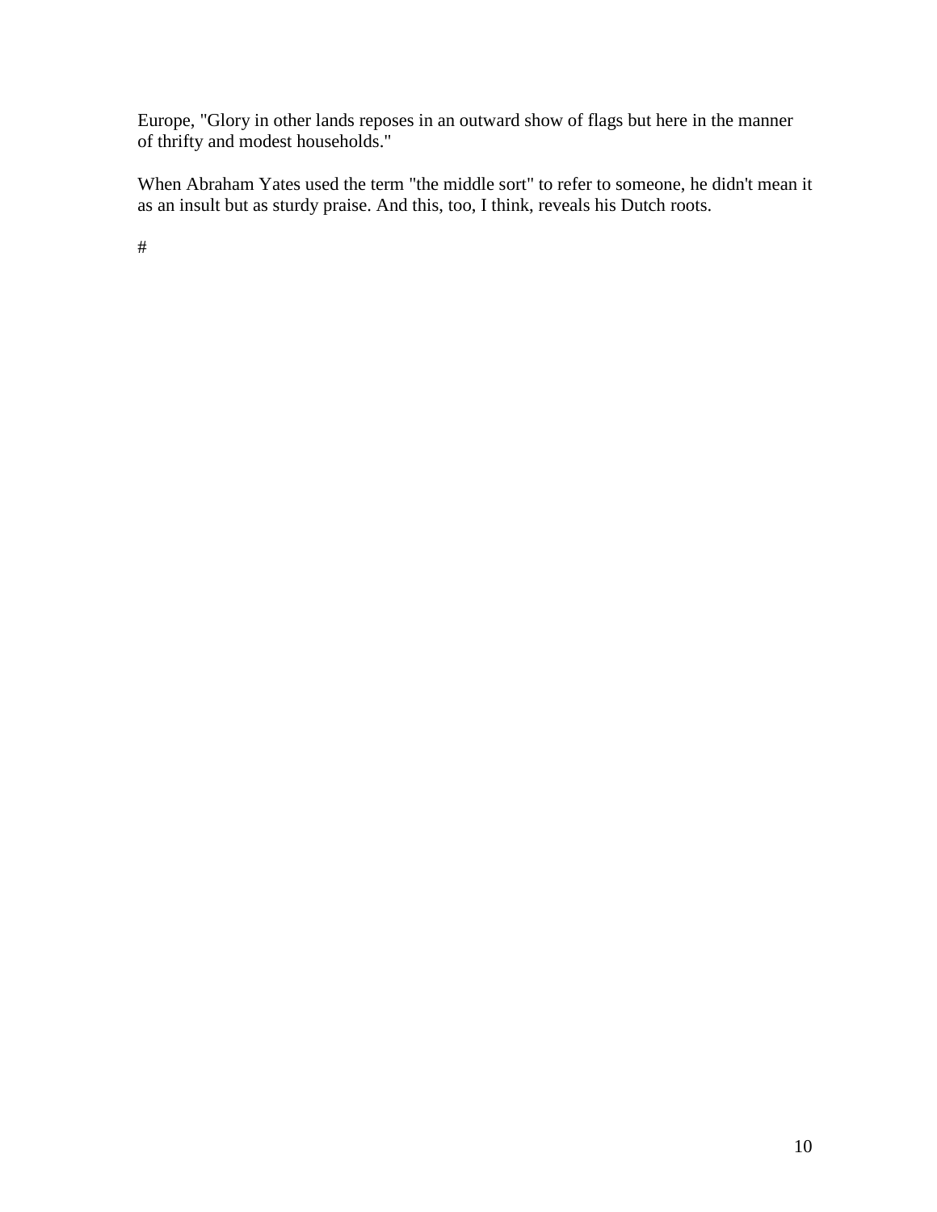Europe, "Glory in other lands reposes in an outward show of flags but here in the manner of thrifty and modest households."

When Abraham Yates used the term "the middle sort" to refer to someone, he didn't mean it as an insult but as sturdy praise. And this, too, I think, reveals his Dutch roots.

#